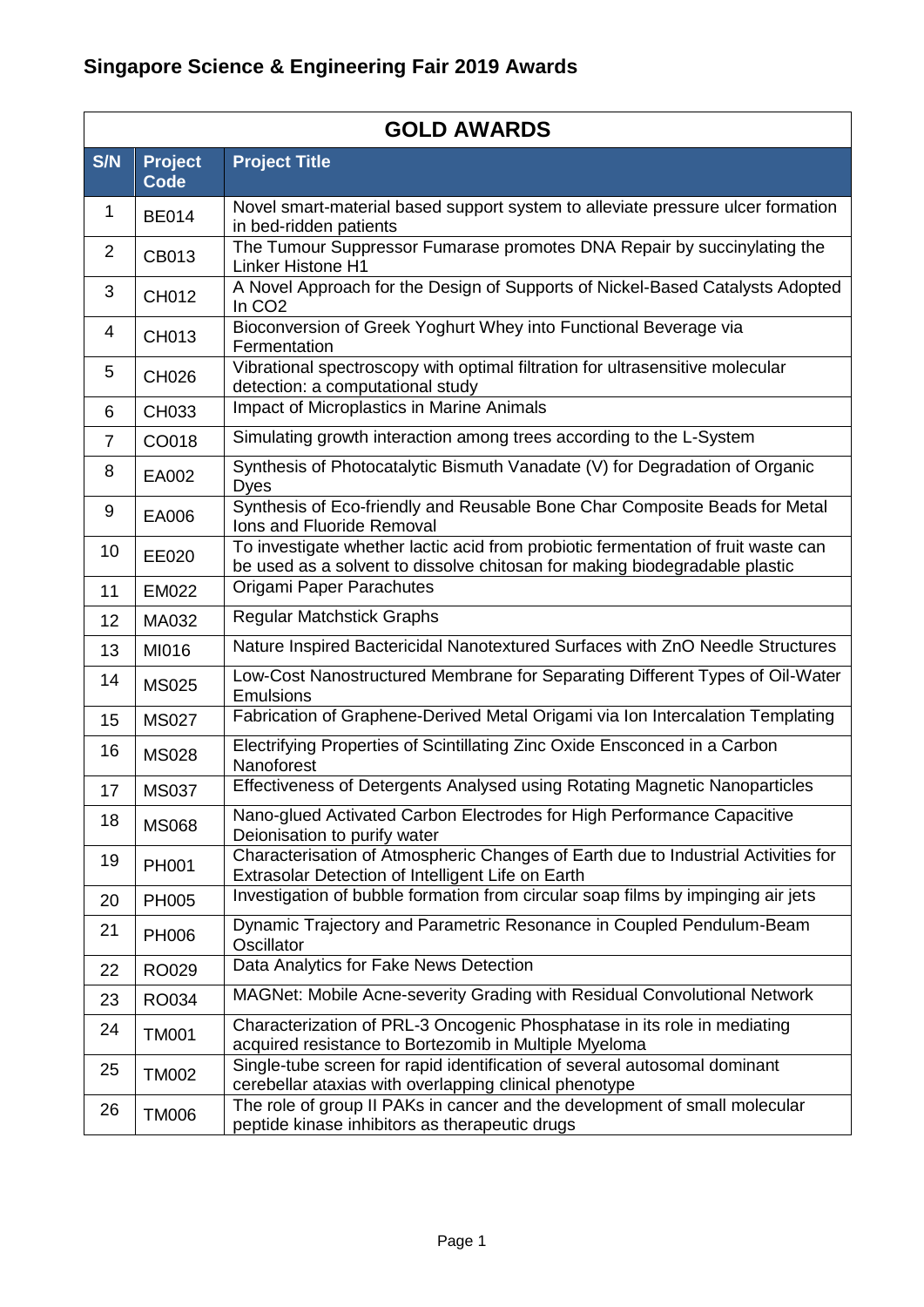# Singapore Science & Engineering Fair 2019 Awards

| GOLD AWARDS | | |
|---|---|---|
| **S/N** | **Project Code** | **Project Title** |
| 1 | BE014 | Novel smart-material based support system to alleviate pressure ulcer formation in bed-ridden patients |
| 2 | CB013 | The Tumour Suppressor Fumarase promotes DNA Repair by succinylating the Linker Histone H1 |
| 3 | CH012 | A Novel Approach for the Design of Supports of Nickel-Based Catalysts Adopted In $CO_2$ |
| 4 | CH013 | Bioconversion of Greek Yoghurt Whey into Functional Beverage via Fermentation |
| 5 | CH026 | Vibrational spectroscopy with optimal filtration for ultrasensitive molecular detection: a computational study |
| 6 | CH033 | Impact of Microplastics in Marine Animals |
| 7 | CO018 | Simulating growth interaction among trees according to the L-System |
| 8 | EA002 | Synthesis of Photocatalytic Bismuth Vanadate (V) for Degradation of Organic Dyes |
| 9 | EA006 | Synthesis of Eco-friendly and Reusable Bone Char Composite Beads for Metal Ions and Fluoride Removal |
| 10 | EE020 | To investigate whether lactic acid from probiotic fermentation of fruit waste can be used as a solvent to dissolve chitosan for making biodegradable plastic |
| 11 | EM022 | Origami Paper Parachutes |
| 12 | MA032 | Regular Matchstick Graphs |
| 13 | MI016 | Nature Inspired Bactericidal Nanotextured Surfaces with ZnO Needle Structures |
| 14 | MS025 | Low-Cost Nanostructured Membrane for Separating Different Types of Oil-Water Emulsions |
| 15 | MS027 | Fabrication of Graphene-Derived Metal Origami via Ion Intercalation Templating |
| 16 | MS028 | Electrifying Properties of Scintillating Zinc Oxide Ensconced in a Carbon Nanoforest |
| 17 | MS037 | Effectiveness of Detergents Analysed using Rotating Magnetic Nanoparticles |
| 18 | MS068 | Nano-glued Activated Carbon Electrodes for High Performance Capacitive Deionisation to purify water |
| 19 | PH001 | Characterisation of Atmospheric Changes of Earth due to Industrial Activities for Extrasolar Detection of Intelligent Life on Earth |
| 20 | PH005 | Investigation of bubble formation from circular soap films by impinging air jets |
| 21 | PH006 | Dynamic Trajectory and Parametric Resonance in Coupled Pendulum-Beam Oscillator |
| 22 | RO029 | Data Analytics for Fake News Detection |
| 23 | RO034 | MAGNet: Mobile Acne-severity Grading with Residual Convolutional Network |
| 24 | TM001 | Characterization of PRL-3 Oncogenic Phosphatase in its role in mediating acquired resistance to Bortezomib in Multiple Myeloma |
| 25 | TM002 | Single-tube screen for rapid identification of several autosomal dominant cerebellar ataxias with overlapping clinical phenotype |
| 26 | TM006 | The role of group II PAKs in cancer and the development of small molecular peptide kinase inhibitors as therapeutic drugs |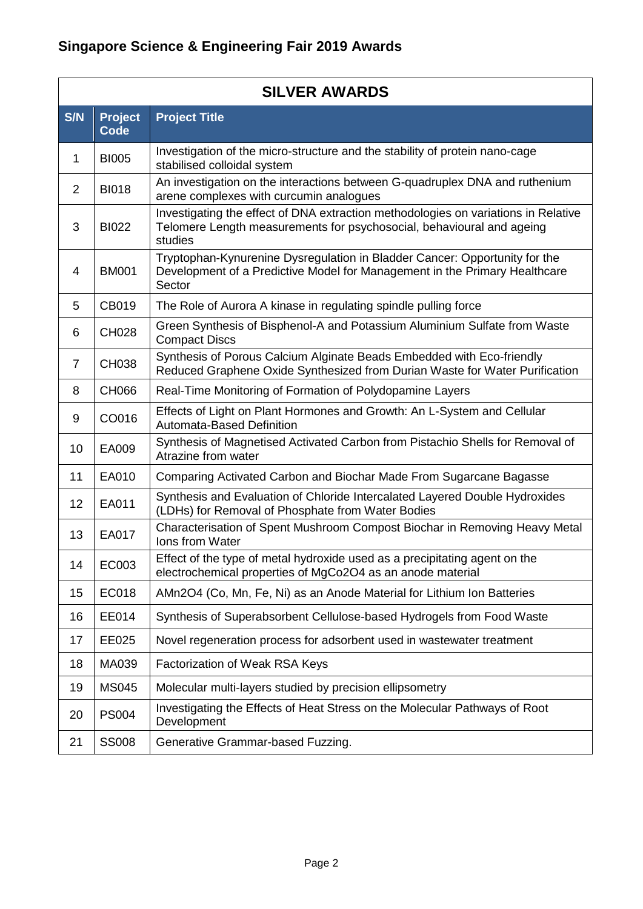## Singapore Science & Engineering Fair 2019 Awards

| SILVER AWARDS | | |
|---|---|---|
| **S/N** | **Project Code** | **Project Title** |
| 1 | BI005 | Investigation of the micro-structure and the stability of protein nano-cage stabilised colloidal system |
| 2 | BI018 | An investigation on the interactions between G-quadruplex DNA and ruthenium arene complexes with curcumin analogues |
| 3 | BI022 | Investigating the effect of DNA extraction methodologies on variations in Relative Telomere Length measurements for psychosocial, behavioural and ageing studies |
| 4 | BM001 | Tryptophan-Kynurenine Dysregulation in Bladder Cancer: Opportunity for the Development of a Predictive Model for Management in the Primary Healthcare Sector |
| 5 | CB019 | The Role of Aurora A kinase in regulating spindle pulling force |
| 6 | CH028 | Green Synthesis of Bisphenol-A and Potassium Aluminium Sulfate from Waste Compact Discs |
| 7 | CH038 | Synthesis of Porous Calcium Alginate Beads Embedded with Eco-friendly Reduced Graphene Oxide Synthesized from Durian Waste for Water Purification |
| 8 | CH066 | Real-Time Monitoring of Formation of Polydopamine Layers |
| 9 | CO016 | Effects of Light on Plant Hormones and Growth: An L-System and Cellular Automata-Based Definition |
| 10 | EA009 | Synthesis of Magnetised Activated Carbon from Pistachio Shells for Removal of Atrazine from water |
| 11 | EA010 | Comparing Activated Carbon and Biochar Made From Sugarcane Bagasse |
| 12 | EA011 | Synthesis and Evaluation of Chloride Intercalated Layered Double Hydroxides (LDHs) for Removal of Phosphate from Water Bodies |
| 13 | EA017 | Characterisation of Spent Mushroom Compost Biochar in Removing Heavy Metal Ions from Water |
| 14 | EC003 | Effect of the type of metal hydroxide used as a precipitating agent on the electrochemical properties of $MgCo_2O_4$ as an anode material |
| 15 | EC018 | $AMn_2O_4$ (Co, Mn, Fe, Ni) as an Anode Material for Lithium Ion Batteries |
| 16 | EE014 | Synthesis of Superabsorbent Cellulose-based Hydrogels from Food Waste |
| 17 | EE025 | Novel regeneration process for adsorbent used in wastewater treatment |
| 18 | MA039 | Factorization of Weak RSA Keys |
| 19 | MS045 | Molecular multi-layers studied by precision ellipsometry |
| 20 | PS004 | Investigating the Effects of Heat Stress on the Molecular Pathways of Root Development |
| 21 | SS008 | Generative Grammar-based Fuzzing. |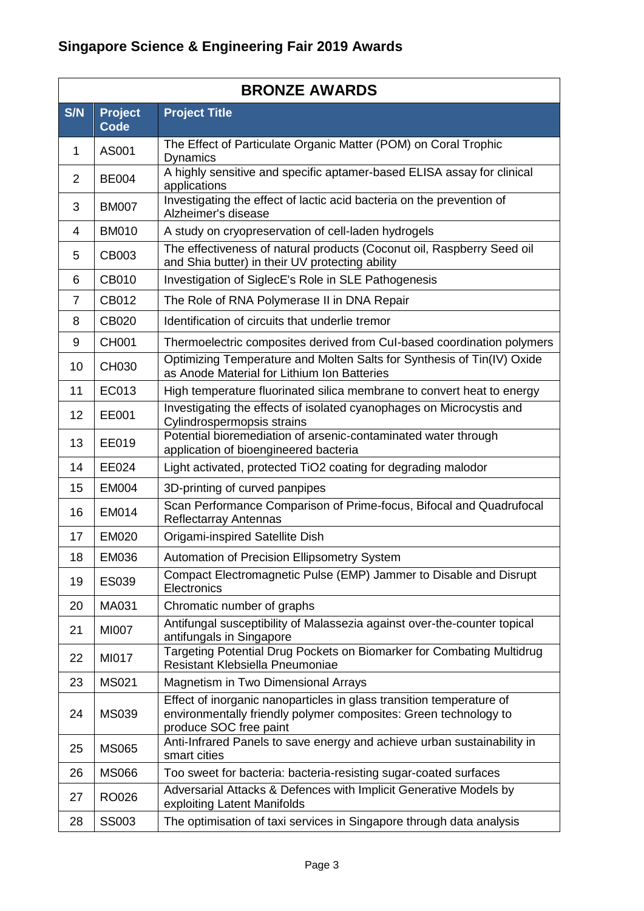## Singapore Science & Engineering Fair 2019 Awards

| BRONZE AWARDS | | |
|---|---|---|
| **S/N** | **Project Code** | **Project Title** |
| 1 | AS001 | The Effect of Particulate Organic Matter (POM) on Coral Trophic Dynamics |
| 2 | BE004 | A highly sensitive and specific aptamer-based ELISA assay for clinical applications |
| 3 | BM007 | Investigating the effect of lactic acid bacteria on the prevention of Alzheimer's disease |
| 4 | BM010 | A study on cryopreservation of cell-laden hydrogels |
| 5 | CB003 | The effectiveness of natural products (Coconut oil, Raspberry Seed oil and Shia butter) in their UV protecting ability |
| 6 | CB010 | Investigation of SiglecE's Role in SLE Pathogenesis |
| 7 | CB012 | The Role of RNA Polymerase II in DNA Repair |
| 8 | CB020 | Identification of circuits that underlie tremor |
| 9 | CH001 | Thermoelectric composites derived from CuI-based coordination polymers |
| 10 | CH030 | Optimizing Temperature and Molten Salts for Synthesis of Tin(IV) Oxide as Anode Material for Lithium Ion Batteries |
| 11 | EC013 | High temperature fluorinated silica membrane to convert heat to energy |
| 12 | EE001 | Investigating the effects of isolated cyanophages on Microcystis and Cylindrospermopsis strains |
| 13 | EE019 | Potential bioremediation of arsenic-contaminated water through application of bioengineered bacteria |
| 14 | EE024 | Light activated, protected $TiO_2$ coating for degrading malodor |
| 15 | EM004 | 3D-printing of curved panpipes |
| 16 | EM014 | Scan Performance Comparison of Prime-focus, Bifocal and Quadrufocal Reflectarray Antennas |
| 17 | EM020 | Origami-inspired Satellite Dish |
| 18 | EM036 | Automation of Precision Ellipsometry System |
| 19 | ES039 | Compact Electromagnetic Pulse (EMP) Jammer to Disable and Disrupt Electronics |
| 20 | MA031 | Chromatic number of graphs |
| 21 | MI007 | Antifungal susceptibility of Malassezia against over-the-counter topical antifungals in Singapore |
| 22 | MI017 | Targeting Potential Drug Pockets on Biomarker for Combating Multidrug Resistant Klebsiella Pneumoniae |
| 23 | MS021 | Magnetism in Two Dimensional Arrays |
| 24 | MS039 | Effect of inorganic nanoparticles in glass transition temperature of environmentally friendly polymer composites: Green technology to produce SOC free paint |
| 25 | MS065 | Anti-Infrared Panels to save energy and achieve urban sustainability in smart cities |
| 26 | MS066 | Too sweet for bacteria: bacteria-resisting sugar-coated surfaces |
| 27 | RO026 | Adversarial Attacks & Defences with Implicit Generative Models by exploiting Latent Manifolds |
| 28 | SS003 | The optimisation of taxi services in Singapore through data analysis |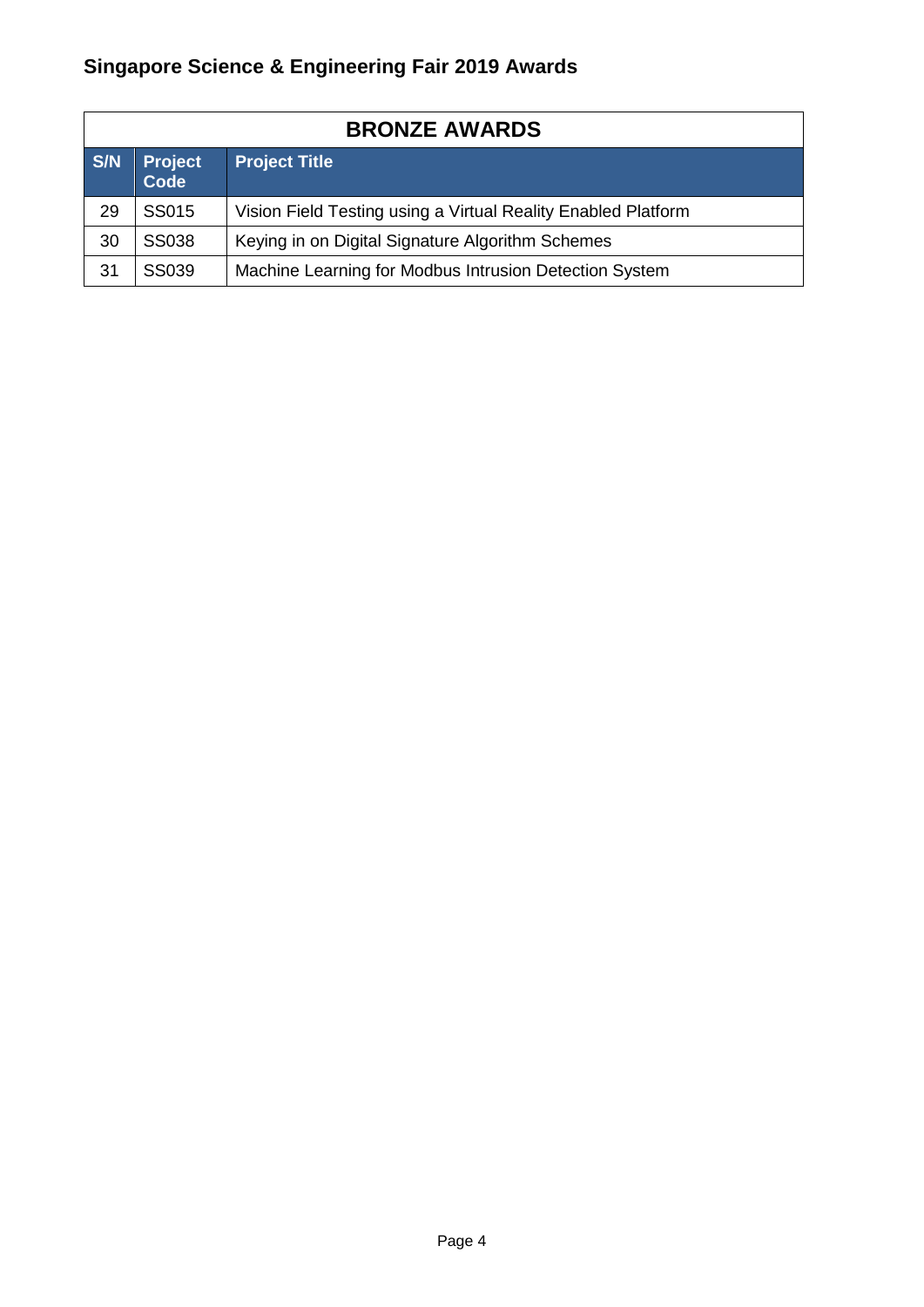## Singapore Science & Engineering Fair 2019 Awards

| BRONZE AWARDS | | |
|---|---|---|
| **S/N** | **Project Code** | **Project Title** |
| 29 | SS015 | Vision Field Testing using a Virtual Reality Enabled Platform |
| 30 | SS038 | Keying in on Digital Signature Algorithm Schemes |
| 31 | SS039 | Machine Learning for Modbus Intrusion Detection System |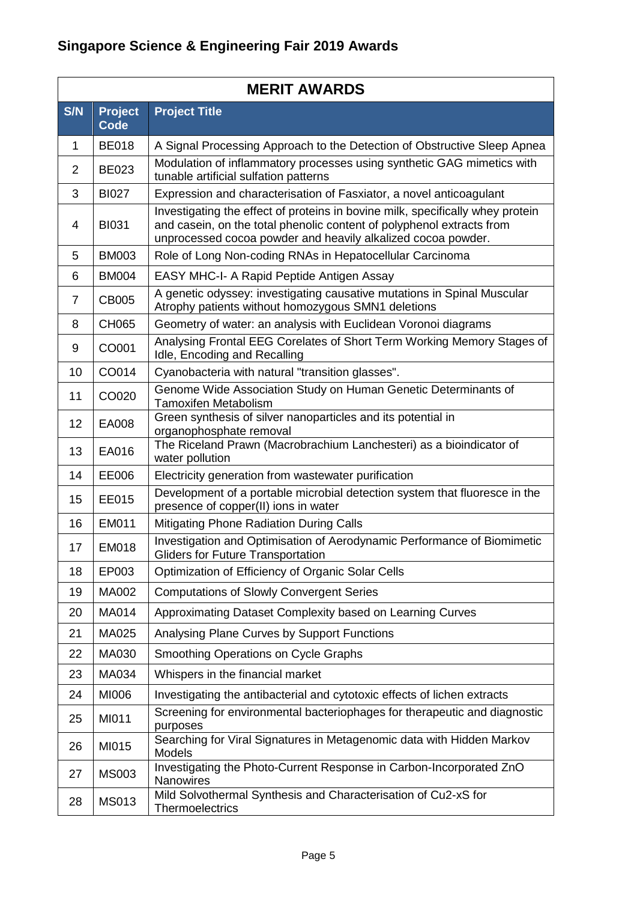## Singapore Science & Engineering Fair 2019 Awards

| MERIT AWARDS | | |
|---|---|---|
| **S/N** | **Project Code** | **Project Title** |
| 1 | BE018 | A Signal Processing Approach to the Detection of Obstructive Sleep Apnea |
| 2 | BE023 | Modulation of inflammatory processes using synthetic GAG mimetics with tunable artificial sulfation patterns |
| 3 | BI027 | Expression and characterisation of Fasxiator, a novel anticoagulant |
| 4 | BI031 | Investigating the effect of proteins in bovine milk, specifically whey protein and casein, on the total phenolic content of polyphenol extracts from unprocessed cocoa powder and heavily alkalized cocoa powder. |
| 5 | BM003 | Role of Long Non-coding RNAs in Hepatocellular Carcinoma |
| 6 | BM004 | EASY MHC-I- A Rapid Peptide Antigen Assay |
| 7 | CB005 | A genetic odyssey: investigating causative mutations in Spinal Muscular Atrophy patients without homozygous SMN1 deletions |
| 8 | CH065 | Geometry of water: an analysis with Euclidean Voronoi diagrams |
| 9 | CO001 | Analysing Frontal EEG Corelates of Short Term Working Memory Stages of Idle, Encoding and Recalling |
| 10 | CO014 | Cyanobacteria with natural "transition glasses". |
| 11 | CO020 | Genome Wide Association Study on Human Genetic Determinants of Tamoxifen Metabolism |
| 12 | EA008 | Green synthesis of silver nanoparticles and its potential in organophosphate removal |
| 13 | EA016 | The Riceland Prawn (Macrobrachium Lanchesteri) as a bioindicator of water pollution |
| 14 | EE006 | Electricity generation from wastewater purification |
| 15 | EE015 | Development of a portable microbial detection system that fluoresce in the presence of copper(II) ions in water |
| 16 | EM011 | Mitigating Phone Radiation During Calls |
| 17 | EM018 | Investigation and Optimisation of Aerodynamic Performance of Biomimetic Gliders for Future Transportation |
| 18 | EP003 | Optimization of Efficiency of Organic Solar Cells |
| 19 | MA002 | Computations of Slowly Convergent Series |
| 20 | MA014 | Approximating Dataset Complexity based on Learning Curves |
| 21 | MA025 | Analysing Plane Curves by Support Functions |
| 22 | MA030 | Smoothing Operations on Cycle Graphs |
| 23 | MA034 | Whispers in the financial market |
| 24 | MI006 | Investigating the antibacterial and cytotoxic effects of lichen extracts |
| 25 | MI011 | Screening for environmental bacteriophages for therapeutic and diagnostic purposes |
| 26 | MI015 | Searching for Viral Signatures in Metagenomic data with Hidden Markov Models |
| 27 | MS003 | Investigating the Photo-Current Response in Carbon-Incorporated ZnO Nanowires |
| 28 | MS013 | Mild Solvothermal Synthesis and Characterisation of Cu2-xS for Thermoelectrics |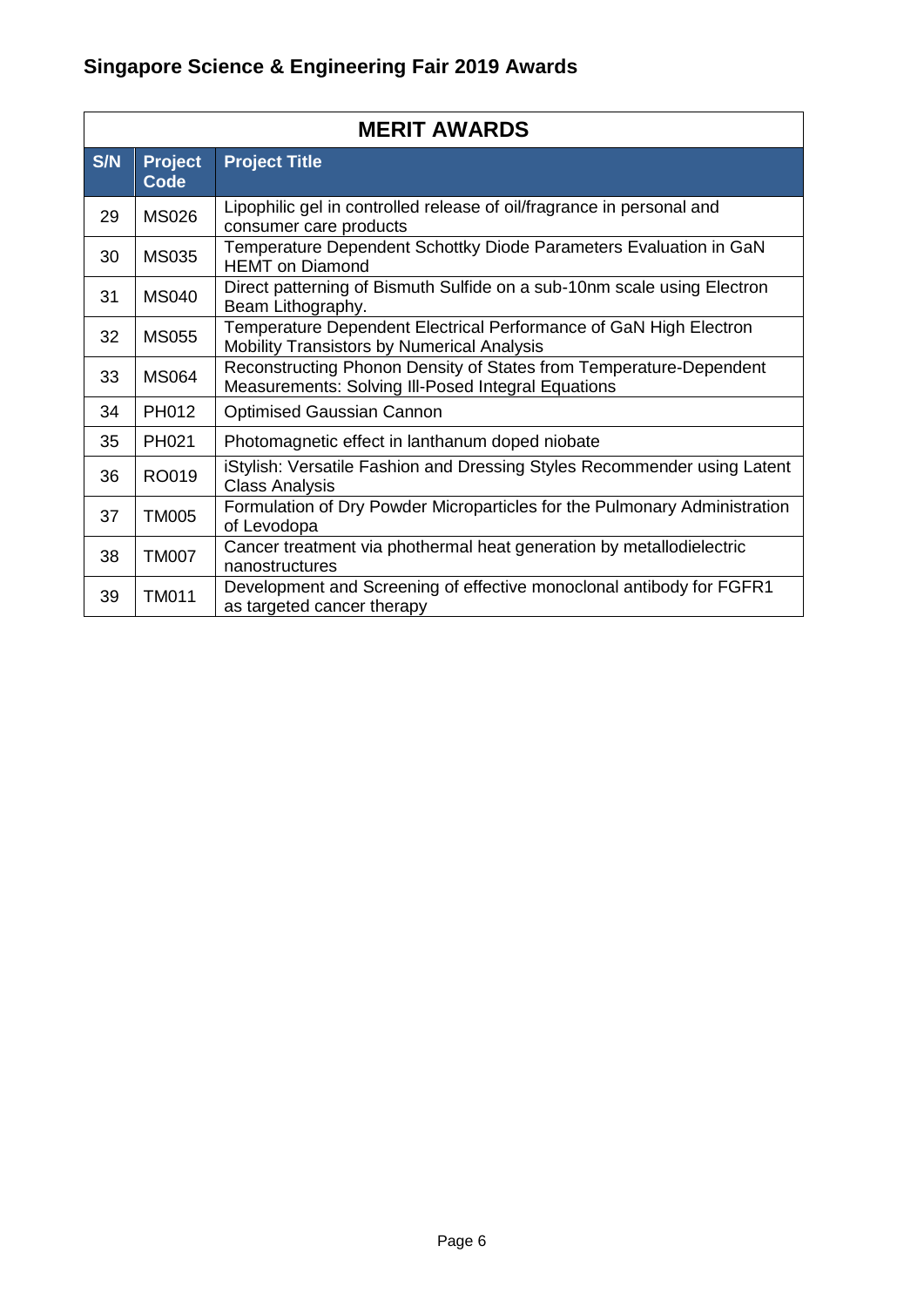## Singapore Science & Engineering Fair 2019 Awards

| MERIT AWARDS | | |
|---|---|---|
| **S/N** | **Project Code** | **Project Title** |
| 29 | MS026 | Lipophilic gel in controlled release of oil/fragrance in personal and consumer care products |
| 30 | MS035 | Temperature Dependent Schottky Diode Parameters Evaluation in GaN HEMT on Diamond |
| 31 | MS040 | Direct patterning of Bismuth Sulfide on a sub-10nm scale using Electron Beam Lithography. |
| 32 | MS055 | Temperature Dependent Electrical Performance of GaN High Electron Mobility Transistors by Numerical Analysis |
| 33 | MS064 | Reconstructing Phonon Density of States from Temperature-Dependent Measurements: Solving Ill-Posed Integral Equations |
| 34 | PH012 | Optimised Gaussian Cannon |
| 35 | PH021 | Photomagnetic effect in lanthanum doped niobate |
| 36 | RO019 | iStylish: Versatile Fashion and Dressing Styles Recommender using Latent Class Analysis |
| 37 | TM005 | Formulation of Dry Powder Microparticles for the Pulmonary Administration of Levodopa |
| 38 | TM007 | Cancer treatment via phothermal heat generation by metallodielectric nanostructures |
| 39 | TM011 | Development and Screening of effective monoclonal antibody for FGFR1 as targeted cancer therapy |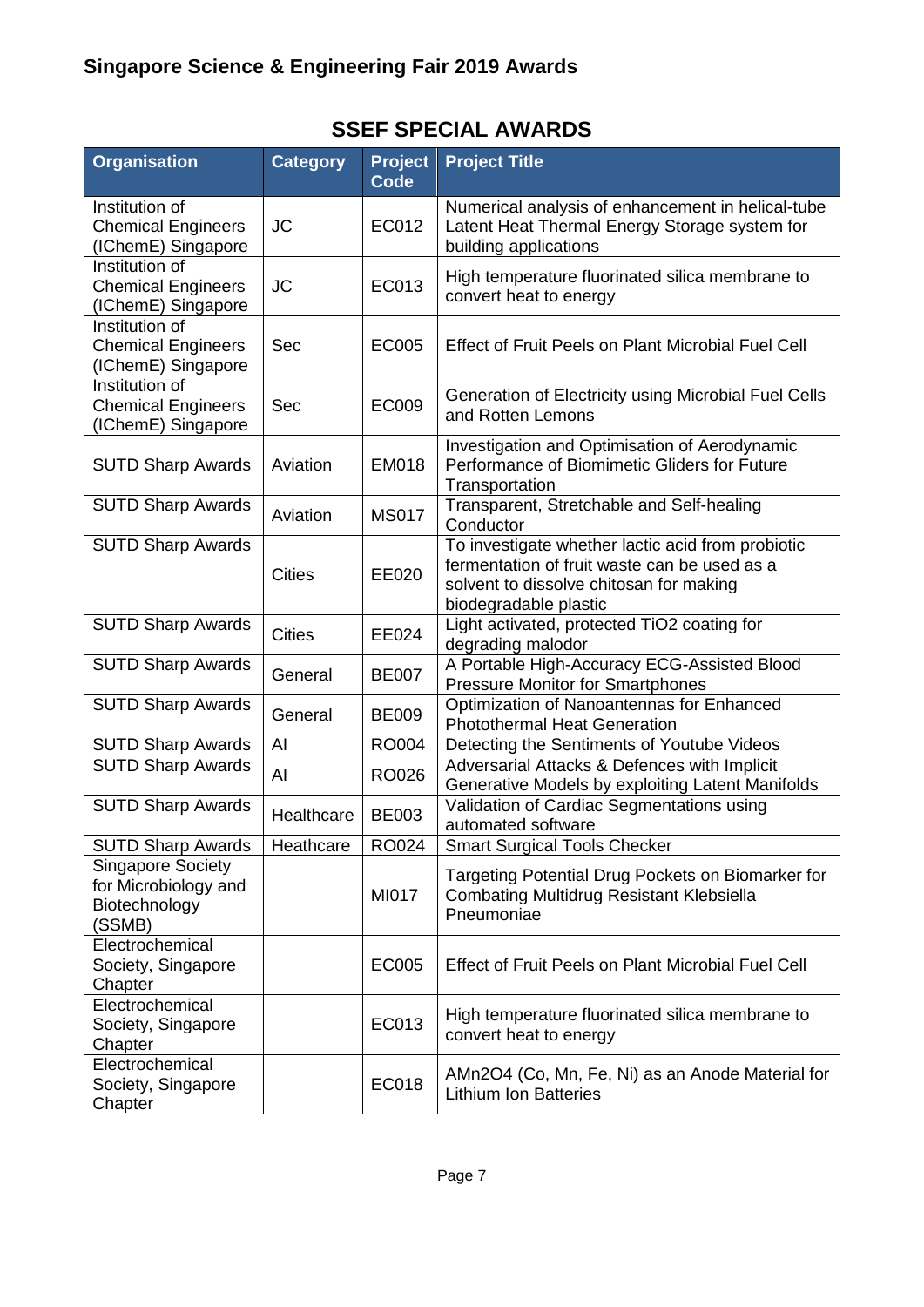## Singapore Science & Engineering Fair 2019 Awards

| SSEF SPECIAL AWARDS | | | |
|---|---|---|---|
| **Organisation** | **Category** | **Project Code** | **Project Title** |
| Institution of Chemical Engineers (IChemE) Singapore | JC | EC012 | Numerical analysis of enhancement in helical-tube Latent Heat Thermal Energy Storage system for building applications |
| Institution of Chemical Engineers (IChemE) Singapore | JC | EC013 | High temperature fluorinated silica membrane to convert heat to energy |
| Institution of Chemical Engineers (IChemE) Singapore | Sec | EC005 | Effect of Fruit Peels on Plant Microbial Fuel Cell |
| Institution of Chemical Engineers (IChemE) Singapore | Sec | EC009 | Generation of Electricity using Microbial Fuel Cells and Rotten Lemons |
| SUTD Sharp Awards | Aviation | EM018 | Investigation and Optimisation of Aerodynamic Performance of Biomimetic Gliders for Future Transportation |
| SUTD Sharp Awards | Aviation | MS017 | Transparent, Stretchable and Self-healing Conductor |
| SUTD Sharp Awards | Cities | EE020 | To investigate whether lactic acid from probiotic fermentation of fruit waste can be used as a solvent to dissolve chitosan for making biodegradable plastic |
| SUTD Sharp Awards | Cities | EE024 | Light activated, protected $TiO_2$ coating for degrading malodor |
| SUTD Sharp Awards | General | BE007 | A Portable High-Accuracy ECG-Assisted Blood Pressure Monitor for Smartphones |
| SUTD Sharp Awards | General | BE009 | Optimization of Nanoantennas for Enhanced Photothermal Heat Generation |
| SUTD Sharp Awards | AI | RO004 | Detecting the Sentiments of Youtube Videos |
| SUTD Sharp Awards | AI | RO026 | Adversarial Attacks & Defences with Implicit Generative Models by exploiting Latent Manifolds |
| SUTD Sharp Awards | Healthcare | BE003 | Validation of Cardiac Segmentations using automated software |
| SUTD Sharp Awards | Heathcare | RO024 | Smart Surgical Tools Checker |
| Singapore Society for Microbiology and Biotechnology (SSMB) | | MI017 | Targeting Potential Drug Pockets on Biomarker for Combating Multidrug Resistant Klebsiella Pneumoniae |
| Electrochemical Society, Singapore Chapter | | EC005 | Effect of Fruit Peels on Plant Microbial Fuel Cell |
| Electrochemical Society, Singapore Chapter | | EC013 | High temperature fluorinated silica membrane to convert heat to energy |
| Electrochemical Society, Singapore Chapter | | EC018 | $AMn_2O_4$ (Co, Mn, Fe, Ni) as an Anode Material for Lithium Ion Batteries |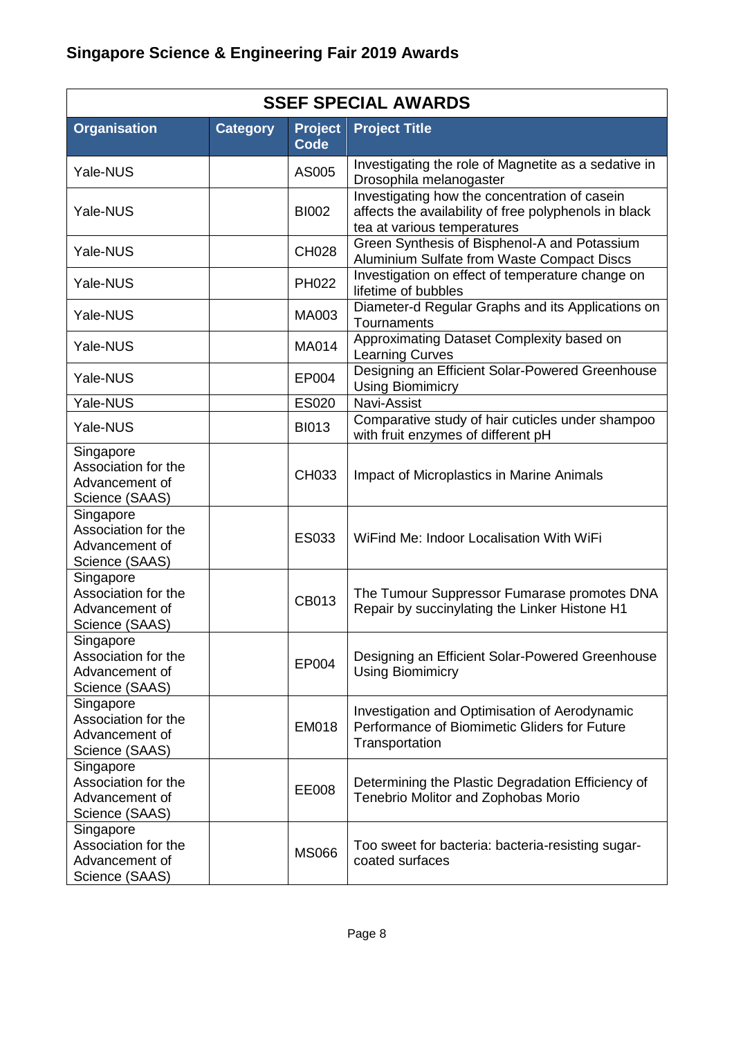## Singapore Science & Engineering Fair 2019 Awards

| SSEF SPECIAL AWARDS | | | |
|---|---|---|---|
| **Organisation** | **Category** | **Project Code** | **Project Title** |
| Yale-NUS | | AS005 | Investigating the role of Magnetite as a sedative in Drosophila melanogaster |
| Yale-NUS | | BI002 | Investigating how the concentration of casein affects the availability of free polyphenols in black tea at various temperatures |
| Yale-NUS | | CH028 | Green Synthesis of Bisphenol-A and Potassium Aluminium Sulfate from Waste Compact Discs |
| Yale-NUS | | PH022 | Investigation on effect of temperature change on lifetime of bubbles |
| Yale-NUS | | MA003 | Diameter-d Regular Graphs and its Applications on Tournaments |
| Yale-NUS | | MA014 | Approximating Dataset Complexity based on Learning Curves |
| Yale-NUS | | EP004 | Designing an Efficient Solar-Powered Greenhouse Using Biomimicry |
| Yale-NUS | | ES020 | Navi-Assist |
| Yale-NUS | | BI013 | Comparative study of hair cuticles under shampoo with fruit enzymes of different pH |
| Singapore Association for the Advancement of Science (SAAS) | | CH033 | Impact of Microplastics in Marine Animals |
| Singapore Association for the Advancement of Science (SAAS) | | ES033 | WiFind Me: Indoor Localisation With WiFi |
| Singapore Association for the Advancement of Science (SAAS) | | CB013 | The Tumour Suppressor Fumarase promotes DNA Repair by succinylating the Linker Histone H1 |
| Singapore Association for the Advancement of Science (SAAS) | | EP004 | Designing an Efficient Solar-Powered Greenhouse Using Biomimicry |
| Singapore Association for the Advancement of Science (SAAS) | | EM018 | Investigation and Optimisation of Aerodynamic Performance of Biomimetic Gliders for Future Transportation |
| Singapore Association for the Advancement of Science (SAAS) | | EE008 | Determining the Plastic Degradation Efficiency of Tenebrio Molitor and Zophobas Morio |
| Singapore Association for the Advancement of Science (SAAS) | | MS066 | Too sweet for bacteria: bacteria-resisting sugar-coated surfaces |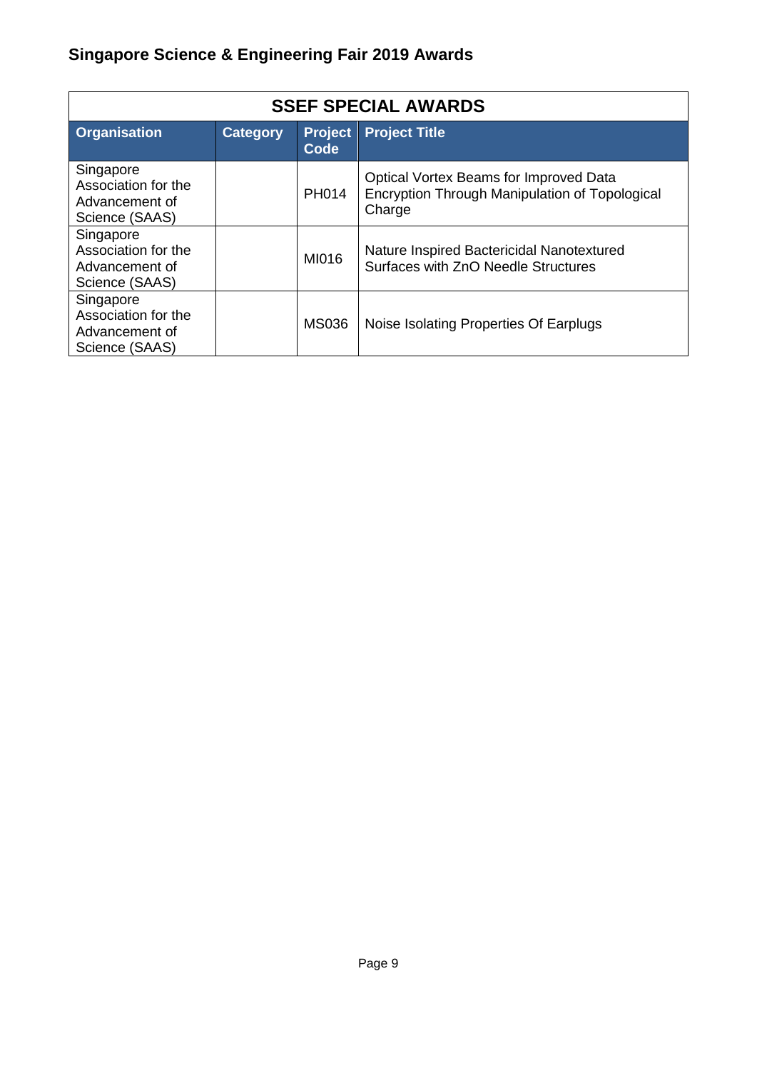## Singapore Science & Engineering Fair 2019 Awards

| SSEF SPECIAL AWARDS | | | |
|---|---|---|---|
| **Organisation** | **Category** | **Project Code** | **Project Title** |
| Singapore Association for the Advancement of Science (SAAS) | | PH014 | Optical Vortex Beams for Improved Data Encryption Through Manipulation of Topological Charge |
| Singapore Association for the Advancement of Science (SAAS) | | MI016 | Nature Inspired Bactericidal Nanotextured Surfaces with ZnO Needle Structures |
| Singapore Association for the Advancement of Science (SAAS) | | MS036 | Noise Isolating Properties Of Earplugs |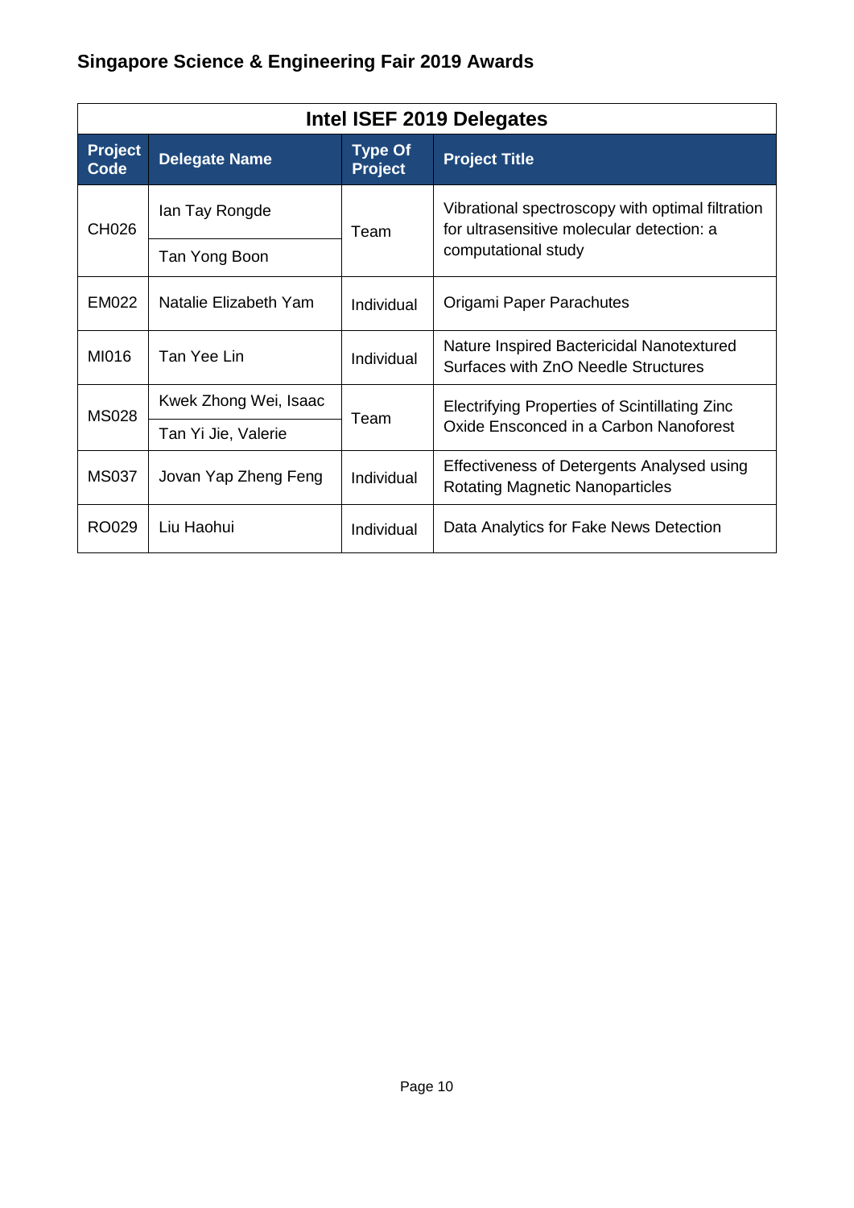## Singapore Science & Engineering Fair 2019 Awards

| Intel ISEF 2019 Delegates | | | |
|---|---|---|---|
| **Project Code** | **Delegate Name** | **Type Of Project** | **Project Title** |
| CH026 | Ian Tay Rongde<br>Tan Yong Boon | Team | Vibrational spectroscopy with optimal filtration for ultrasensitive molecular detection: a computational study |
| EM022 | Natalie Elizabeth Yam | Individual | Origami Paper Parachutes |
| MI016 | Tan Yee Lin | Individual | Nature Inspired Bactericidal Nanotextured Surfaces with ZnO Needle Structures |
| MS028 | Kwek Zhong Wei, Isaac<br>Tan Yi Jie, Valerie | Team | Electrifying Properties of Scintillating Zinc Oxide Ensconced in a Carbon Nanoforest |
| MS037 | Jovan Yap Zheng Feng | Individual | Effectiveness of Detergents Analysed using Rotating Magnetic Nanoparticles |
| RO029 | Liu Haohui | Individual | Data Analytics for Fake News Detection |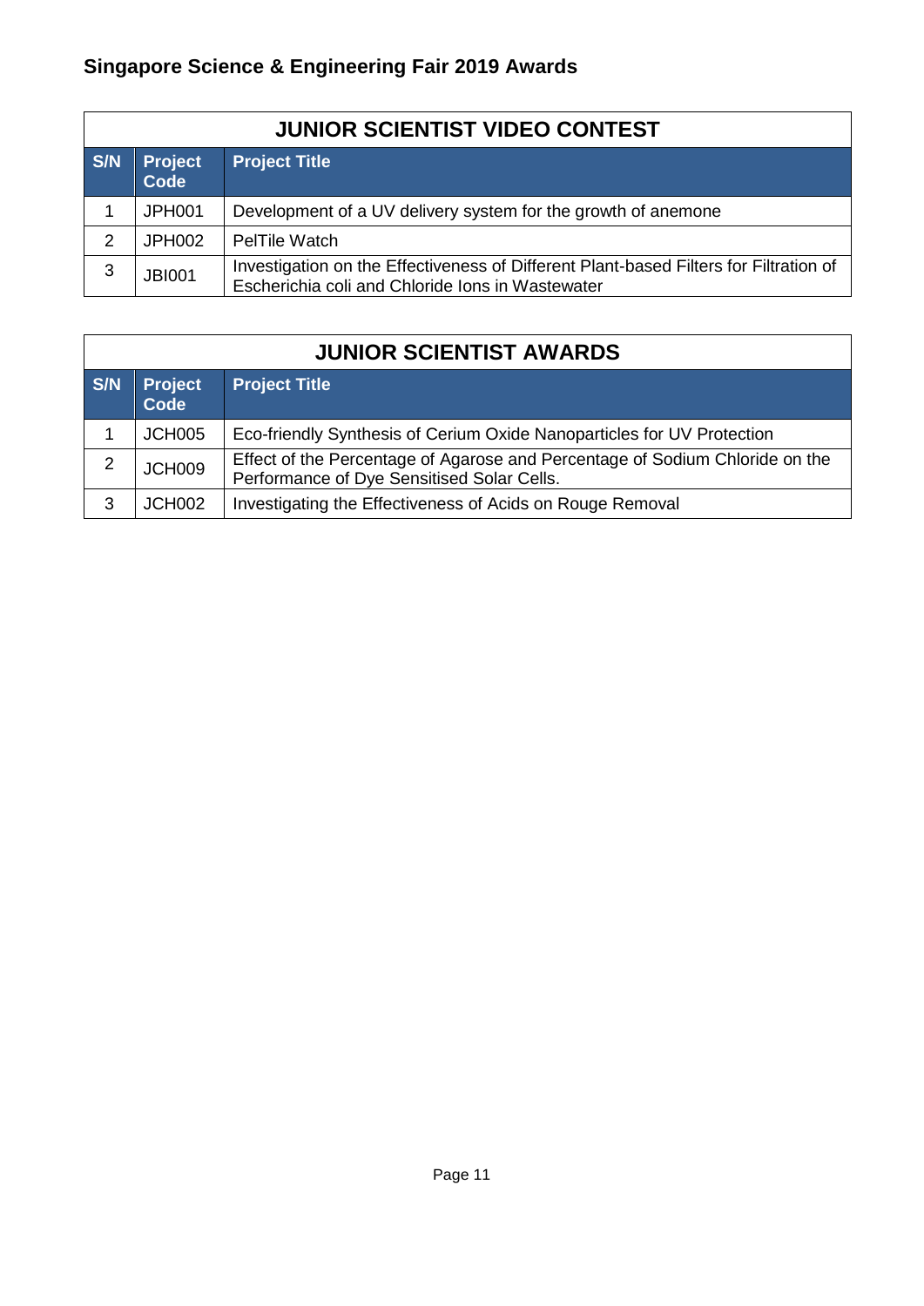## Singapore Science & Engineering Fair 2019 Awards

| JUNIOR SCIENTIST VIDEO CONTEST | | |
|---|---|---|
| **S/N** | **Project Code** | **Project Title** |
| 1 | JPH001 | Development of a UV delivery system for the growth of anemone |
| 2 | JPH002 | PelTile Watch |
| 3 | JBI001 | Investigation on the Effectiveness of Different Plant-based Filters for Filtration of Escherichia coli and Chloride Ions in Wastewater |

| JUNIOR SCIENTIST AWARDS | | |
|---|---|---|
| **S/N** | **Project Code** | **Project Title** |
| 1 | JCH005 | Eco-friendly Synthesis of Cerium Oxide Nanoparticles for UV Protection |
| 2 | JCH009 | Effect of the Percentage of Agarose and Percentage of Sodium Chloride on the Performance of Dye Sensitised Solar Cells. |
| 3 | JCH002 | Investigating the Effectiveness of Acids on Rouge Removal |